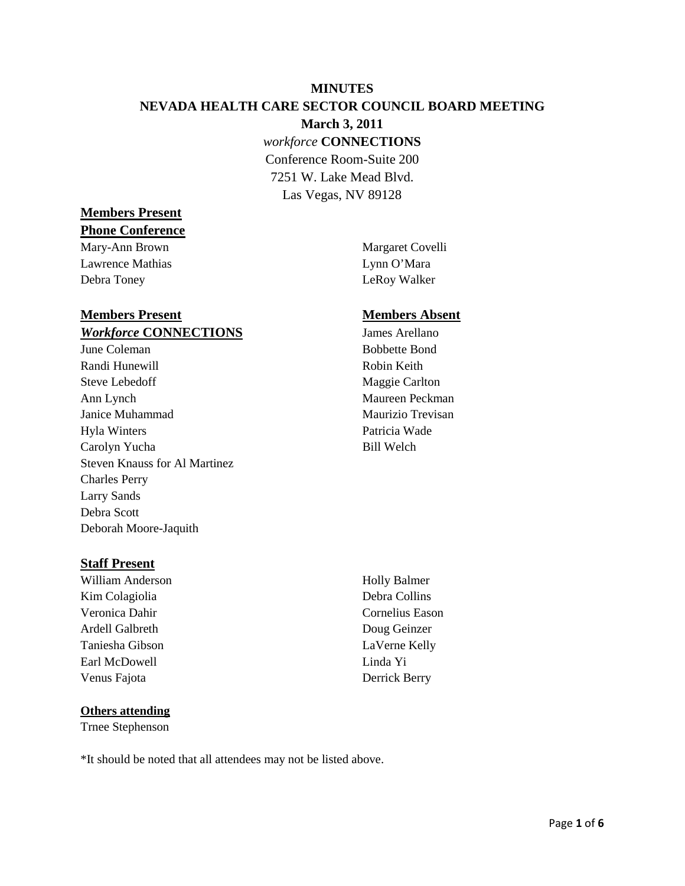# MINUTES

## NEVADA HEALTH CARE SECTOR COUNCIL BOARD MEETING

**March 3, 2011**

*workforce* **CONNECTIONS**

Conference Room-Suite 200

7251 W. Lake Mead Blvd.

Las Vegas, NV 89128

**Members Present**

**Phone Conference**

Mary-Ann Brown
Lawrence Mathias
Debra Toney
Margaret Covelli
Lynn O'Mara
LeRoy Walker

**Members Present**

***Workforce* CONNECTIONS**

June Coleman
Randi Hunewill
Steve Lebedoff
Ann Lynch
Janice Muhammad
Hyla Winters
Carolyn Yucha
Steven Knauss for Al Martinez
Charles Perry
Larry Sands
Debra Scott
Deborah Moore-Jaquith

**Members Absent**

James Arellano
Bobbette Bond
Robin Keith
Maggie Carlton
Maureen Peckman
Maurizio Trevisan
Patricia Wade
Bill Welch

**Staff Present**

William Anderson
Kim Colagiolia
Veronica Dahir
Ardell Galbreth
Taniesha Gibson
Earl McDowell
Venus Fajota
Holly Balmer
Debra Collins
Cornelius Eason
Doug Geinzer
LaVerne Kelly
Linda Yi
Derrick Berry

**Others attending**

Trnee Stephenson

*It should be noted that all attendees may not be listed above.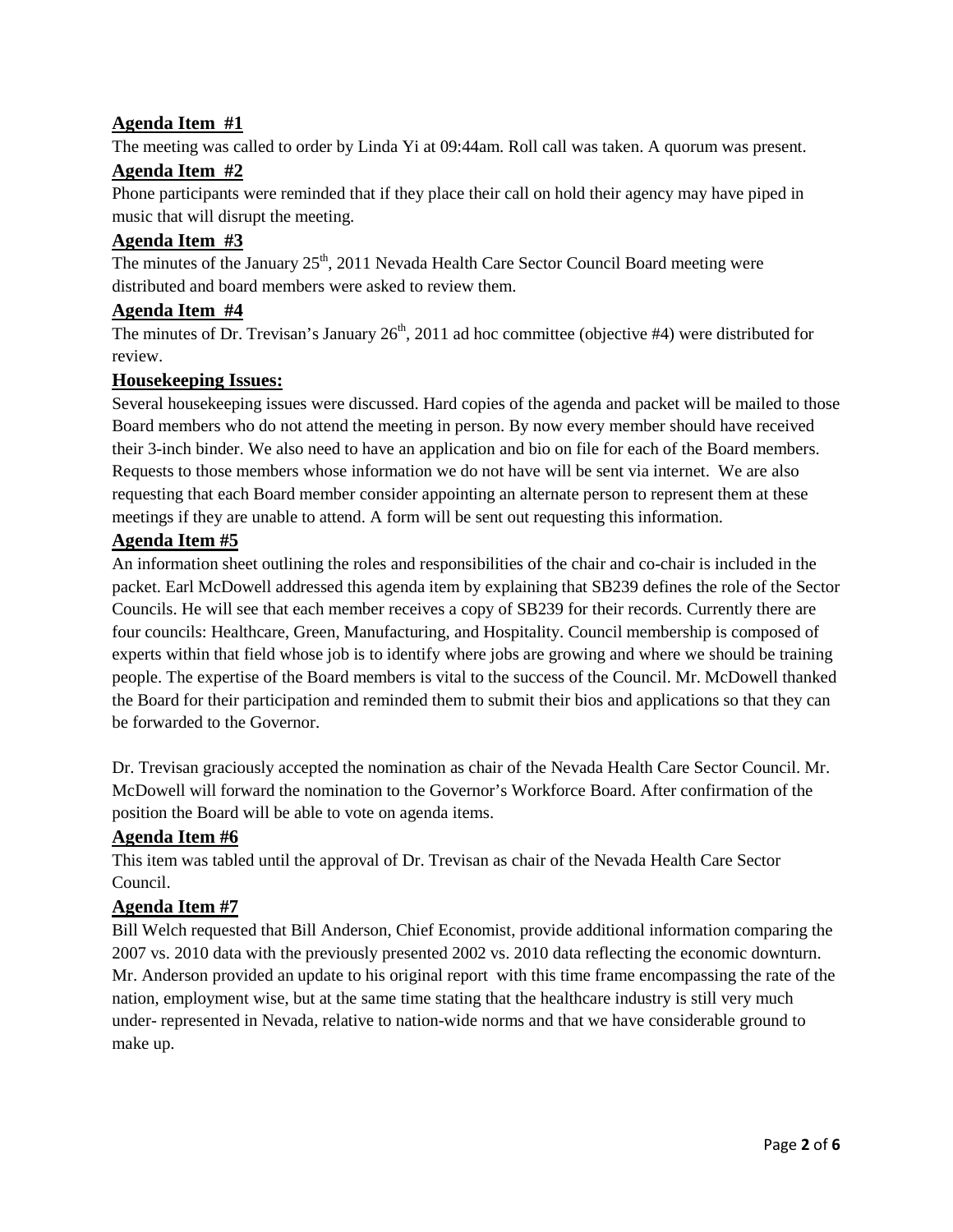**Agenda Item #1**

The meeting was called to order by Linda Yi at 09:44am. Roll call was taken. A quorum was present.

**Agenda Item #2**

Phone participants were reminded that if they place their call on hold their agency may have piped in music that will disrupt the meeting.

**Agenda Item #3**

The minutes of the January 25th, 2011 Nevada Health Care Sector Council Board meeting were distributed and board members were asked to review them.

**Agenda Item #4**

The minutes of Dr. Trevisan's January 26th, 2011 ad hoc committee (objective #4) were distributed for review.

**Housekeeping Issues:**

Several housekeeping issues were discussed. Hard copies of the agenda and packet will be mailed to those Board members who do not attend the meeting in person. By now every member should have received their 3-inch binder. We also need to have an application and bio on file for each of the Board members. Requests to those members whose information we do not have will be sent via internet. We are also requesting that each Board member consider appointing an alternate person to represent them at these meetings if they are unable to attend. A form will be sent out requesting this information.

**Agenda Item #5**

An information sheet outlining the roles and responsibilities of the chair and co-chair is included in the packet. Earl McDowell addressed this agenda item by explaining that SB239 defines the role of the Sector Councils. He will see that each member receives a copy of SB239 for their records. Currently there are four councils: Healthcare, Green, Manufacturing, and Hospitality. Council membership is composed of experts within that field whose job is to identify where jobs are growing and where we should be training people. The expertise of the Board members is vital to the success of the Council. Mr. McDowell thanked the Board for their participation and reminded them to submit their bios and applications so that they can be forwarded to the Governor.

Dr. Trevisan graciously accepted the nomination as chair of the Nevada Health Care Sector Council. Mr. McDowell will forward the nomination to the Governor's Workforce Board. After confirmation of the position the Board will be able to vote on agenda items.

**Agenda Item #6**

This item was tabled until the approval of Dr. Trevisan as chair of the Nevada Health Care Sector Council.

**Agenda Item #7**

Bill Welch requested that Bill Anderson, Chief Economist, provide additional information comparing the 2007 vs. 2010 data with the previously presented 2002 vs. 2010 data reflecting the economic downturn. Mr. Anderson provided an update to his original report with this time frame encompassing the rate of the nation, employment wise, but at the same time stating that the healthcare industry is still very much under- represented in Nevada, relative to nation-wide norms and that we have considerable ground to make up.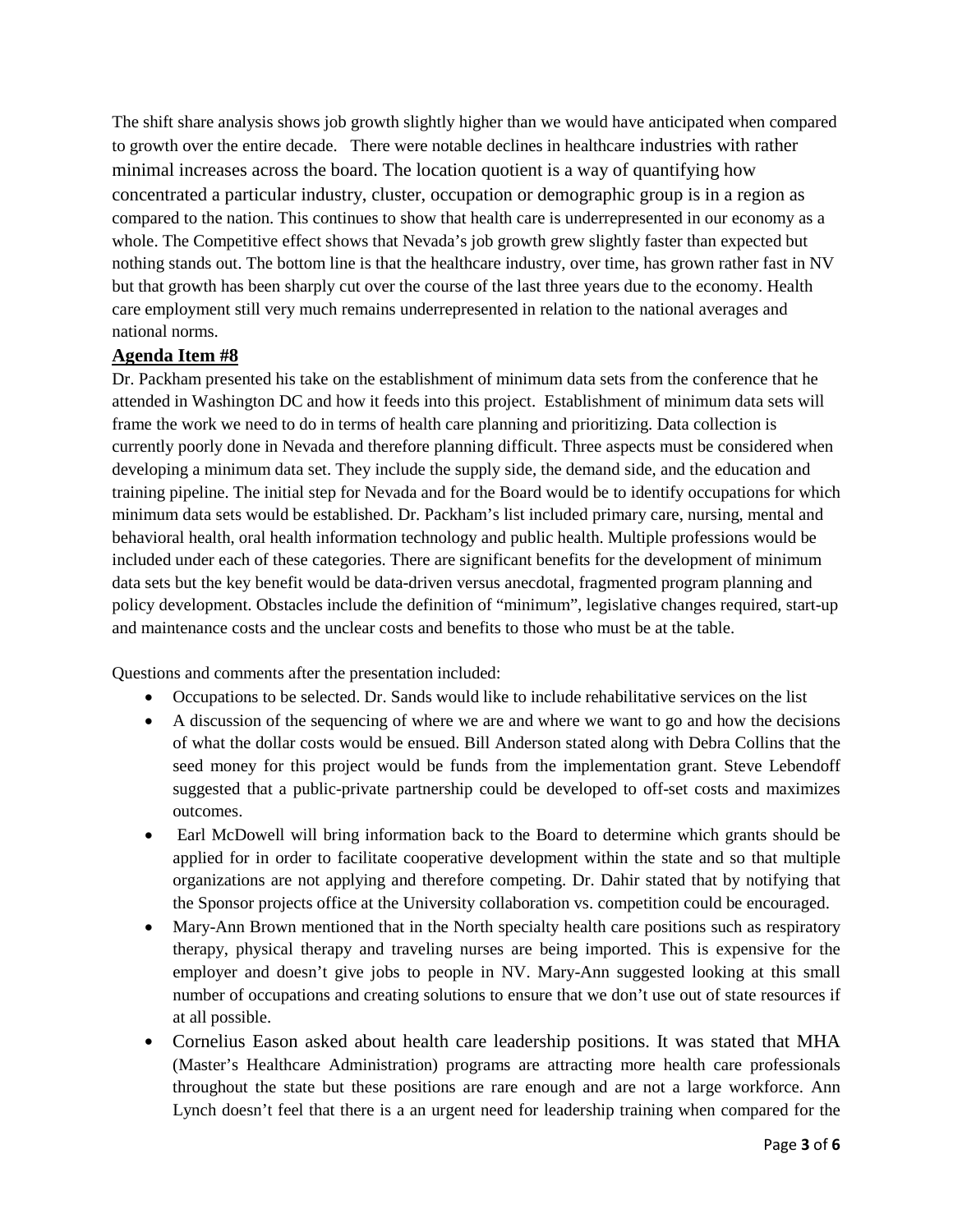The shift share analysis shows job growth slightly higher than we would have anticipated when compared to growth over the entire decade. There were notable declines in healthcare industries with rather minimal increases across the board. The location quotient is a way of quantifying how concentrated a particular industry, cluster, occupation or demographic group is in a region as compared to the nation. This continues to show that health care is underrepresented in our economy as a whole. The Competitive effect shows that Nevada's job growth grew slightly faster than expected but nothing stands out. The bottom line is that the healthcare industry, over time, has grown rather fast in NV but that growth has been sharply cut over the course of the last three years due to the economy. Health care employment still very much remains underrepresented in relation to the national averages and national norms.

**Agenda Item #8**

Dr. Packham presented his take on the establishment of minimum data sets from the conference that he attended in Washington DC and how it feeds into this project. Establishment of minimum data sets will frame the work we need to do in terms of health care planning and prioritizing. Data collection is currently poorly done in Nevada and therefore planning difficult. Three aspects must be considered when developing a minimum data set. They include the supply side, the demand side, and the education and training pipeline. The initial step for Nevada and for the Board would be to identify occupations for which minimum data sets would be established. Dr. Packham's list included primary care, nursing, mental and behavioral health, oral health information technology and public health. Multiple professions would be included under each of these categories. There are significant benefits for the development of minimum data sets but the key benefit would be data-driven versus anecdotal, fragmented program planning and policy development. Obstacles include the definition of "minimum", legislative changes required, start-up and maintenance costs and the unclear costs and benefits to those who must be at the table.

Questions and comments after the presentation included:

- Occupations to be selected. Dr. Sands would like to include rehabilitative services on the list
- A discussion of the sequencing of where we are and where we want to go and how the decisions of what the dollar costs would be ensued. Bill Anderson stated along with Debra Collins that the seed money for this project would be funds from the implementation grant. Steve Lebendoff suggested that a public-private partnership could be developed to off-set costs and maximizes outcomes.
- Earl McDowell will bring information back to the Board to determine which grants should be applied for in order to facilitate cooperative development within the state and so that multiple organizations are not applying and therefore competing. Dr. Dahir stated that by notifying that the Sponsor projects office at the University collaboration vs. competition could be encouraged.
- Mary-Ann Brown mentioned that in the North specialty health care positions such as respiratory therapy, physical therapy and traveling nurses are being imported. This is expensive for the employer and doesn't give jobs to people in NV. Mary-Ann suggested looking at this small number of occupations and creating solutions to ensure that we don't use out of state resources if at all possible.
- Cornelius Eason asked about health care leadership positions. It was stated that MHA (Master's Healthcare Administration) programs are attracting more health care professionals throughout the state but these positions are rare enough and are not a large workforce. Ann Lynch doesn't feel that there is a an urgent need for leadership training when compared for the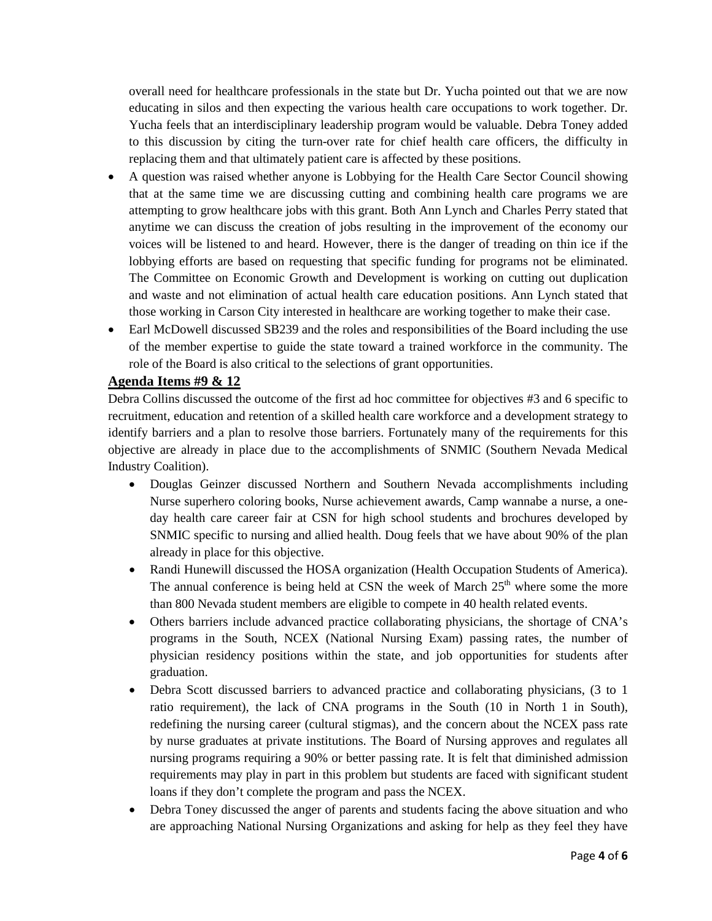overall need for healthcare professionals in the state but Dr. Yucha pointed out that we are now educating in silos and then expecting the various health care occupations to work together. Dr. Yucha feels that an interdisciplinary leadership program would be valuable. Debra Toney added to this discussion by citing the turn-over rate for chief health care officers, the difficulty in replacing them and that ultimately patient care is affected by these positions.

- A question was raised whether anyone is Lobbying for the Health Care Sector Council showing that at the same time we are discussing cutting and combining health care programs we are attempting to grow healthcare jobs with this grant. Both Ann Lynch and Charles Perry stated that anytime we can discuss the creation of jobs resulting in the improvement of the economy our voices will be listened to and heard. However, there is the danger of treading on thin ice if the lobbying efforts are based on requesting that specific funding for programs not be eliminated. The Committee on Economic Growth and Development is working on cutting out duplication and waste and not elimination of actual health care education positions. Ann Lynch stated that those working in Carson City interested in healthcare are working together to make their case.
- Earl McDowell discussed SB239 and the roles and responsibilities of the Board including the use of the member expertise to guide the state toward a trained workforce in the community. The role of the Board is also critical to the selections of grant opportunities.

**Agenda Items #9 & 12**

Debra Collins discussed the outcome of the first ad hoc committee for objectives #3 and 6 specific to recruitment, education and retention of a skilled health care workforce and a development strategy to identify barriers and a plan to resolve those barriers. Fortunately many of the requirements for this objective are already in place due to the accomplishments of SNMIC (Southern Nevada Medical Industry Coalition).

- Douglas Geinzer discussed Northern and Southern Nevada accomplishments including Nurse superhero coloring books, Nurse achievement awards, Camp wannabe a nurse, a one-day health care career fair at CSN for high school students and brochures developed by SNMIC specific to nursing and allied health. Doug feels that we have about 90% of the plan already in place for this objective.
- Randi Hunewill discussed the HOSA organization (Health Occupation Students of America). The annual conference is being held at CSN the week of March 25th where some the more than 800 Nevada student members are eligible to compete in 40 health related events.
- Others barriers include advanced practice collaborating physicians, the shortage of CNA's programs in the South, NCEX (National Nursing Exam) passing rates, the number of physician residency positions within the state, and job opportunities for students after graduation.
- Debra Scott discussed barriers to advanced practice and collaborating physicians, (3 to 1 ratio requirement), the lack of CNA programs in the South (10 in North 1 in South), redefining the nursing career (cultural stigmas), and the concern about the NCEX pass rate by nurse graduates at private institutions. The Board of Nursing approves and regulates all nursing programs requiring a 90% or better passing rate. It is felt that diminished admission requirements may play in part in this problem but students are faced with significant student loans if they don't complete the program and pass the NCEX.
- Debra Toney discussed the anger of parents and students facing the above situation and who are approaching National Nursing Organizations and asking for help as they feel they have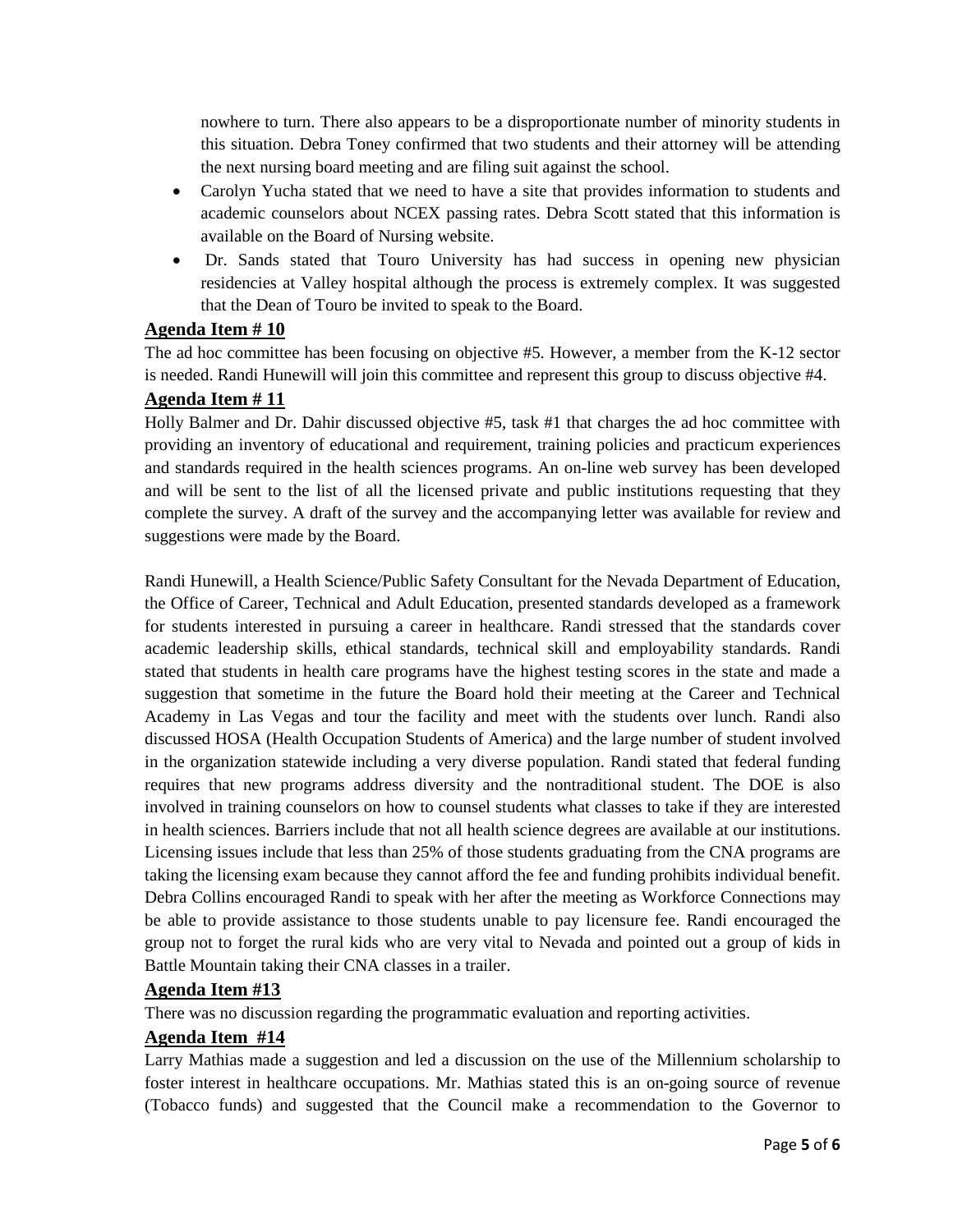nowhere to turn. There also appears to be a disproportionate number of minority students in this situation. Debra Toney confirmed that two students and their attorney will be attending the next nursing board meeting and are filing suit against the school.

- Carolyn Yucha stated that we need to have a site that provides information to students and academic counselors about NCEX passing rates. Debra Scott stated that this information is available on the Board of Nursing website.
- Dr. Sands stated that Touro University has had success in opening new physician residencies at Valley hospital although the process is extremely complex. It was suggested that the Dean of Touro be invited to speak to the Board.

## Agenda Item # 10

The ad hoc committee has been focusing on objective #5. However, a member from the K-12 sector is needed. Randi Hunewill will join this committee and represent this group to discuss objective #4.

## Agenda Item # 11

Holly Balmer and Dr. Dahir discussed objective #5, task #1 that charges the ad hoc committee with providing an inventory of educational and requirement, training policies and practicum experiences and standards required in the health sciences programs. An on-line web survey has been developed and will be sent to the list of all the licensed private and public institutions requesting that they complete the survey. A draft of the survey and the accompanying letter was available for review and suggestions were made by the Board.

Randi Hunewill, a Health Science/Public Safety Consultant for the Nevada Department of Education, the Office of Career, Technical and Adult Education, presented standards developed as a framework for students interested in pursuing a career in healthcare. Randi stressed that the standards cover academic leadership skills, ethical standards, technical skill and employability standards. Randi stated that students in health care programs have the highest testing scores in the state and made a suggestion that sometime in the future the Board hold their meeting at the Career and Technical Academy in Las Vegas and tour the facility and meet with the students over lunch. Randi also discussed HOSA (Health Occupation Students of America) and the large number of student involved in the organization statewide including a very diverse population. Randi stated that federal funding requires that new programs address diversity and the nontraditional student. The DOE is also involved in training counselors on how to counsel students what classes to take if they are interested in health sciences. Barriers include that not all health science degrees are available at our institutions. Licensing issues include that less than 25% of those students graduating from the CNA programs are taking the licensing exam because they cannot afford the fee and funding prohibits individual benefit. Debra Collins encouraged Randi to speak with her after the meeting as Workforce Connections may be able to provide assistance to those students unable to pay licensure fee. Randi encouraged the group not to forget the rural kids who are very vital to Nevada and pointed out a group of kids in Battle Mountain taking their CNA classes in a trailer.

## Agenda Item #13

There was no discussion regarding the programmatic evaluation and reporting activities.

## Agenda Item #14

Larry Mathias made a suggestion and led a discussion on the use of the Millennium scholarship to foster interest in healthcare occupations. Mr. Mathias stated this is an on-going source of revenue (Tobacco funds) and suggested that the Council make a recommendation to the Governor to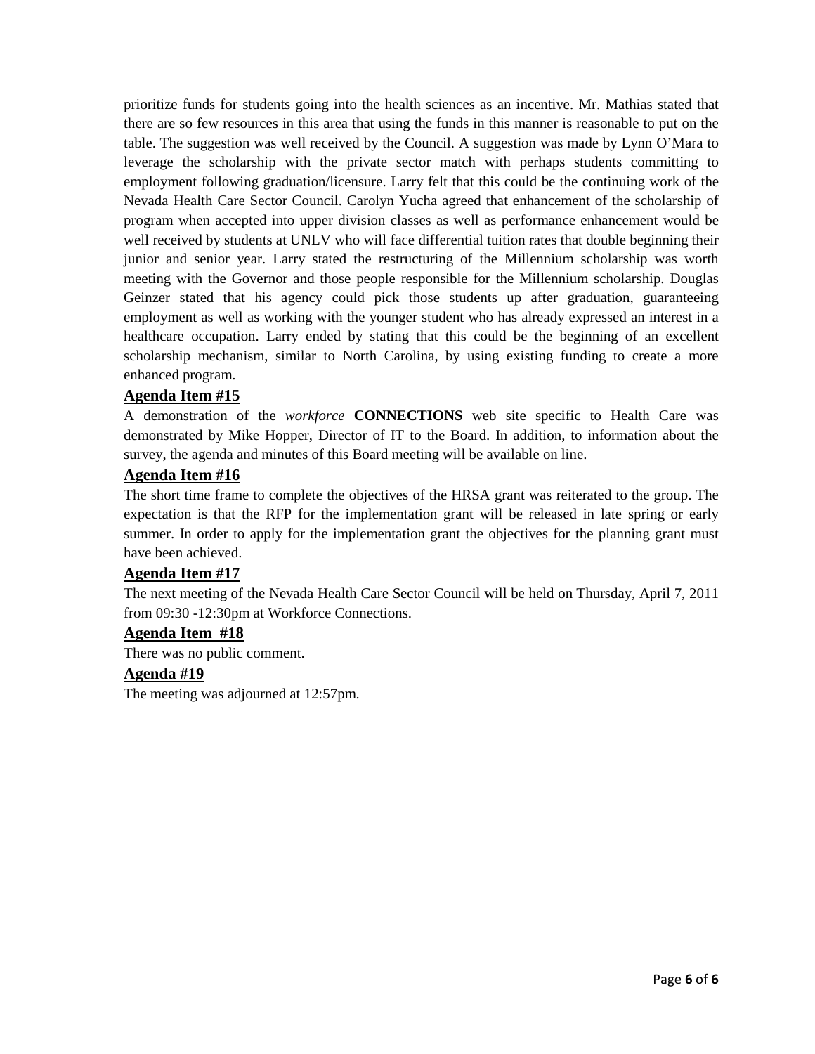prioritize funds for students going into the health sciences as an incentive. Mr. Mathias stated that there are so few resources in this area that using the funds in this manner is reasonable to put on the table. The suggestion was well received by the Council. A suggestion was made by Lynn O'Mara to leverage the scholarship with the private sector match with perhaps students committing to employment following graduation/licensure. Larry felt that this could be the continuing work of the Nevada Health Care Sector Council. Carolyn Yucha agreed that enhancement of the scholarship of program when accepted into upper division classes as well as performance enhancement would be well received by students at UNLV who will face differential tuition rates that double beginning their junior and senior year. Larry stated the restructuring of the Millennium scholarship was worth meeting with the Governor and those people responsible for the Millennium scholarship. Douglas Geinzer stated that his agency could pick those students up after graduation, guaranteeing employment as well as working with the younger student who has already expressed an interest in a healthcare occupation. Larry ended by stating that this could be the beginning of an excellent scholarship mechanism, similar to North Carolina, by using existing funding to create a more enhanced program.

**Agenda Item #15**

A demonstration of the *workforce* **CONNECTIONS** web site specific to Health Care was demonstrated by Mike Hopper, Director of IT to the Board. In addition, to information about the survey, the agenda and minutes of this Board meeting will be available on line.

**Agenda Item #16**

The short time frame to complete the objectives of the HRSA grant was reiterated to the group. The expectation is that the RFP for the implementation grant will be released in late spring or early summer. In order to apply for the implementation grant the objectives for the planning grant must have been achieved.

**Agenda Item #17**

The next meeting of the Nevada Health Care Sector Council will be held on Thursday, April 7, 2011 from 09:30 -12:30pm at Workforce Connections.

**Agenda Item #18**

There was no public comment.

**Agenda #19**

The meeting was adjourned at 12:57pm.